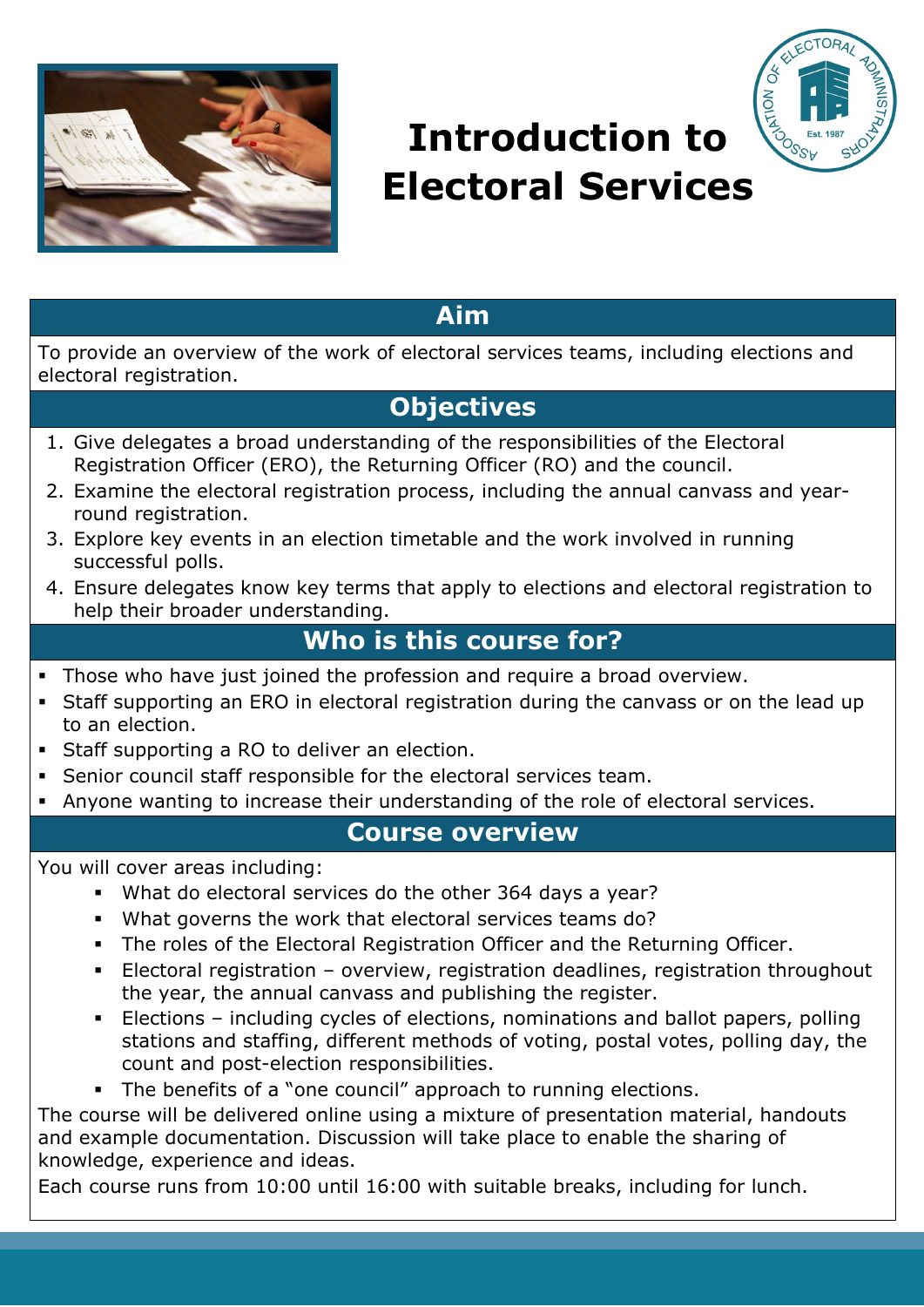# Introduction to Electoral Services

## Aim

To provide an overview of the work of electoral services teams, including elections and electoral registration.

## Objectives

1. Give delegates a broad understanding of the responsibilities of the Electoral Registration Officer (ERO), the Returning Officer (RO) and the council.
2. Examine the electoral registration process, including the annual canvass and year-round registration.
3. Explore key events in an election timetable and the work involved in running successful polls.
4. Ensure delegates know key terms that apply to elections and electoral registration to help their broader understanding.

## Who is this course for?

- Those who have just joined the profession and require a broad overview.
- Staff supporting an ERO in electoral registration during the canvass or on the lead up to an election.
- Staff supporting a RO to deliver an election.
- Senior council staff responsible for the electoral services team.
- Anyone wanting to increase their understanding of the role of electoral services.

## Course overview

You will cover areas including:

- What do electoral services do the other 364 days a year?
- What governs the work that electoral services teams do?
- The roles of the Electoral Registration Officer and the Returning Officer.
- Electoral registration – overview, registration deadlines, registration throughout the year, the annual canvass and publishing the register.
- Elections – including cycles of elections, nominations and ballot papers, polling stations and staffing, different methods of voting, postal votes, polling day, the count and post-election responsibilities.
- The benefits of a "one council" approach to running elections.

The course will be delivered online using a mixture of presentation material, handouts and example documentation. Discussion will take place to enable the sharing of knowledge, experience and ideas.

Each course runs from 10:00 until 16:00 with suitable breaks, including for lunch.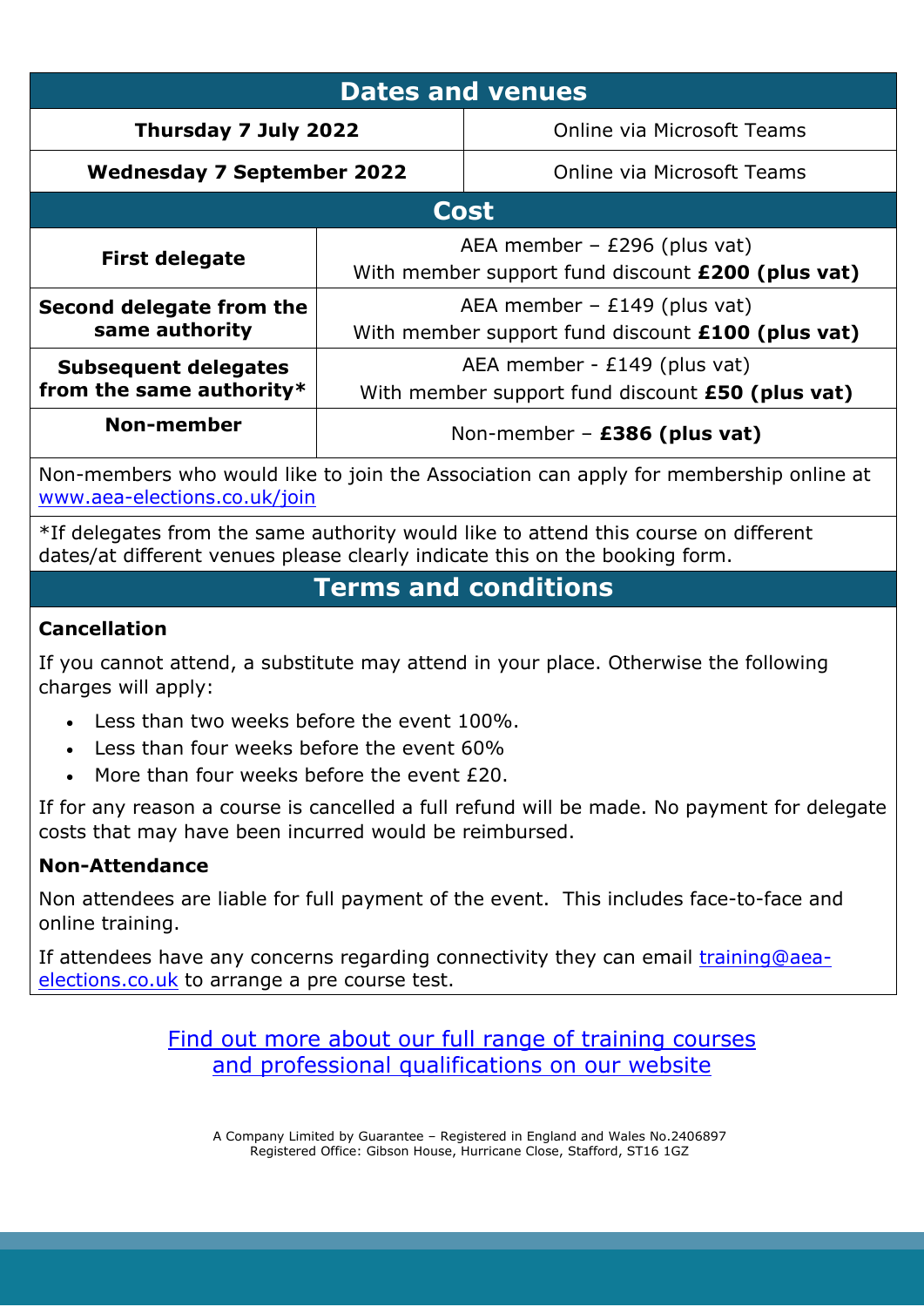## Dates and venues

| | |
|---|---|
| **Thursday 7 July 2022** | Online via Microsoft Teams |
| **Wednesday 7 September 2022** | Online via Microsoft Teams |

## Cost

| | |
|---|---|
| **First delegate** | AEA member – £296 (plus vat)<br>With member support fund discount **£200 (plus vat)** |
| **Second delegate from the same authority** | AEA member – £149 (plus vat)<br>With member support fund discount **£100 (plus vat)** |
| **Subsequent delegates from the same authority*** | AEA member - £149 (plus vat)<br>With member support fund discount **£50 (plus vat)** |
| **Non-member** | Non-member – **£386 (plus vat)** |

Non-members who would like to join the Association can apply for membership online at www.aea-elections.co.uk/join

*If delegates from the same authority would like to attend this course on different dates/at different venues please clearly indicate this on the booking form.

## Terms and conditions

**Cancellation**

If you cannot attend, a substitute may attend in your place. Otherwise the following charges will apply:

- Less than two weeks before the event 100%.
- Less than four weeks before the event 60%
- More than four weeks before the event £20.

If for any reason a course is cancelled a full refund will be made. No payment for delegate costs that may have been incurred would be reimbursed.

**Non-Attendance**

Non attendees are liable for full payment of the event. This includes face-to-face and online training.

If attendees have any concerns regarding connectivity they can email training@aea-elections.co.uk to arrange a pre course test.

Find out more about our full range of training courses and professional qualifications on our website

A Company Limited by Guarantee – Registered in England and Wales No.2406897
Registered Office: Gibson House, Hurricane Close, Stafford, ST16 1GZ